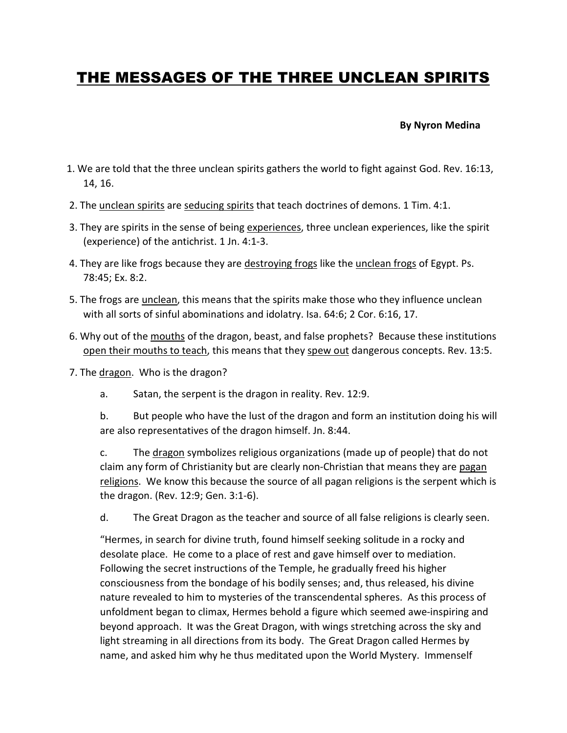# THE MESSAGES OF THE THREE UNCLEAN SPIRITS

**By Nyron Medina**

1. We are told that the three unclean spirits gathers the world to fight against God. Rev. 16:13, 14, 16.

2. The <u>unclean spirits</u> are <u>seducing spirits</u> that teach doctrines of demons. 1 Tim. 4:1.

3. They are spirits in the sense of being <u>experiences</u>, three unclean experiences, like the spirit (experience) of the antichrist. 1 Jn. 4:1-3.

4. They are like frogs because they are <u>destroying frogs</u> like the <u>unclean frogs</u> of Egypt. Ps. 78:45; Ex. 8:2.

5. The frogs are <u>unclean</u>, this means that the spirits make those who they influence unclean with all sorts of sinful abominations and idolatry. Isa. 64:6; 2 Cor. 6:16, 17.

6. Why out of the <u>mouths</u> of the dragon, beast, and false prophets? Because these institutions <u>open their mouths to teach</u>, this means that they <u>spew out</u> dangerous concepts. Rev. 13:5.

7. The <u>dragon</u>. Who is the dragon?

   a. Satan, the serpent is the dragon in reality. Rev. 12:9.

   b. But people who have the lust of the dragon and form an institution doing his will are also representatives of the dragon himself. Jn. 8:44.

   c. The <u>dragon</u> symbolizes religious organizations (made up of people) that do not claim any form of Christianity but are clearly non-Christian that means they are <u>pagan religions</u>. We know this because the source of all pagan religions is the serpent which is the dragon. (Rev. 12:9; Gen. 3:1-6).

   d. The Great Dragon as the teacher and source of all false religions is clearly seen.

   "Hermes, in search for divine truth, found himself seeking solitude in a rocky and desolate place. He come to a place of rest and gave himself over to mediation. Following the secret instructions of the Temple, he gradually freed his higher consciousness from the bondage of his bodily senses; and, thus released, his divine nature revealed to him to mysteries of the transcendental spheres. As this process of unfoldment began to climax, Hermes behold a figure which seemed awe-inspiring and beyond approach. It was the Great Dragon, with wings stretching across the sky and light streaming in all directions from its body. The Great Dragon called Hermes by name, and asked him why he thus meditated upon the World Mystery. Immenself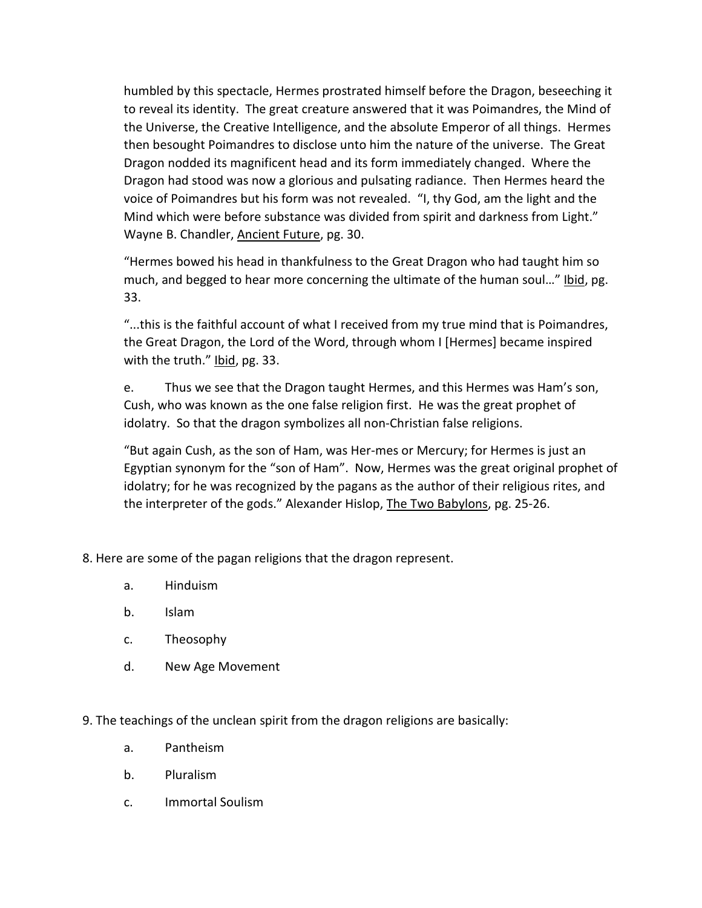humbled by this spectacle, Hermes prostrated himself before the Dragon, beseeching it to reveal its identity. The great creature answered that it was Poimandres, the Mind of the Universe, the Creative Intelligence, and the absolute Emperor of all things. Hermes then besought Poimandres to disclose unto him the nature of the universe. The Great Dragon nodded its magnificent head and its form immediately changed. Where the Dragon had stood was now a glorious and pulsating radiance. Then Hermes heard the voice of Poimandres but his form was not revealed. "I, thy God, am the light and the Mind which were before substance was divided from spirit and darkness from Light." Wayne B. Chandler, Ancient Future, pg. 30.

"Hermes bowed his head in thankfulness to the Great Dragon who had taught him so much, and begged to hear more concerning the ultimate of the human soul…" Ibid, pg. 33.

"...this is the faithful account of what I received from my true mind that is Poimandres, the Great Dragon, the Lord of the Word, through whom I [Hermes] became inspired with the truth." Ibid, pg. 33.

e. Thus we see that the Dragon taught Hermes, and this Hermes was Ham's son, Cush, who was known as the one false religion first. He was the great prophet of idolatry. So that the dragon symbolizes all non-Christian false religions.

"But again Cush, as the son of Ham, was Her-mes or Mercury; for Hermes is just an Egyptian synonym for the "son of Ham". Now, Hermes was the great original prophet of idolatry; for he was recognized by the pagans as the author of their religious rites, and the interpreter of the gods." Alexander Hislop, The Two Babylons, pg. 25-26.

8. Here are some of the pagan religions that the dragon represent.

 a. Hinduism

 b. Islam

 c. Theosophy

 d. New Age Movement

9. The teachings of the unclean spirit from the dragon religions are basically:

 a. Pantheism

 b. Pluralism

 c. Immortal Soulism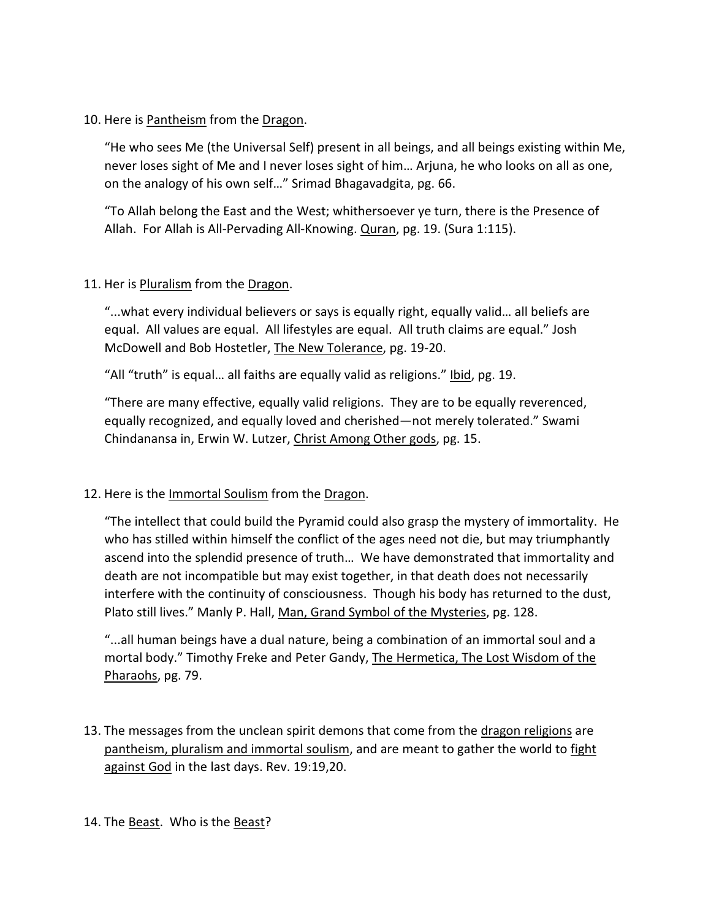10. Here is <u>Pantheism</u> from the <u>Dragon</u>.

    "He who sees Me (the Universal Self) present in all beings, and all beings existing within Me, never loses sight of Me and I never loses sight of him… Arjuna, he who looks on all as one, on the analogy of his own self…" Srimad Bhagavadgita, pg. 66.

    "To Allah belong the East and the West; whithersoever ye turn, there is the Presence of Allah. For Allah is All-Pervading All-Knowing. <u>Quran</u>, pg. 19. (Sura 1:115).

11. Her is <u>Pluralism</u> from the <u>Dragon</u>.

    "...what every individual believers or says is equally right, equally valid… all beliefs are equal. All values are equal. All lifestyles are equal. All truth claims are equal." Josh McDowell and Bob Hostetler, <u>The New Tolerance</u>, pg. 19-20.

    "All "truth" is equal… all faiths are equally valid as religions." <u>Ibid</u>, pg. 19.

    "There are many effective, equally valid religions. They are to be equally reverenced, equally recognized, and equally loved and cherished—not merely tolerated." Swami Chindanansa in, Erwin W. Lutzer, <u>Christ Among Other gods</u>, pg. 15.

12. Here is the <u>Immortal Soulism</u> from the <u>Dragon</u>.

    "The intellect that could build the Pyramid could also grasp the mystery of immortality. He who has stilled within himself the conflict of the ages need not die, but may triumphantly ascend into the splendid presence of truth… We have demonstrated that immortality and death are not incompatible but may exist together, in that death does not necessarily interfere with the continuity of consciousness. Though his body has returned to the dust, Plato still lives." Manly P. Hall, <u>Man, Grand Symbol of the Mysteries</u>, pg. 128.

    "...all human beings have a dual nature, being a combination of an immortal soul and a mortal body." Timothy Freke and Peter Gandy, <u>The Hermetica, The Lost Wisdom of the Pharaohs</u>, pg. 79.

13. The messages from the unclean spirit demons that come from the <u>dragon religions</u> are <u>pantheism, pluralism and immortal soulism</u>, and are meant to gather the world to <u>fight against God</u> in the last days. Rev. 19:19,20.

14. The <u>Beast</u>. Who is the <u>Beast</u>?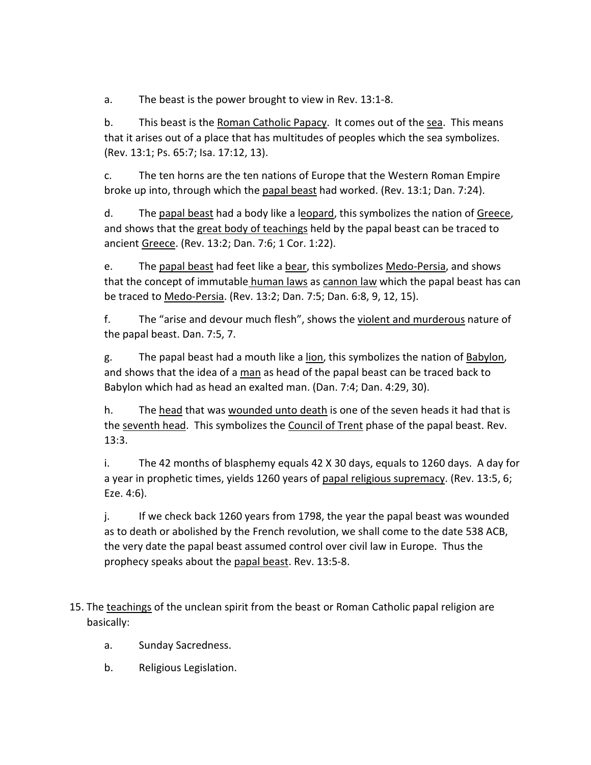a. The beast is the power brought to view in Rev. 13:1-8.

b. This beast is the <u>Roman Catholic Papacy</u>. It comes out of the <u>sea</u>. This means that it arises out of a place that has multitudes of peoples which the sea symbolizes. (Rev. 13:1; Ps. 65:7; Isa. 17:12, 13).

c. The ten horns are the ten nations of Europe that the Western Roman Empire broke up into, through which the <u>papal beast</u> had worked. (Rev. 13:1; Dan. 7:24).

d. The <u>papal beast</u> had a body like a <u>leopard</u>, this symbolizes the nation of <u>Greece</u>, and shows that the <u>great body of teachings</u> held by the papal beast can be traced to ancient <u>Greece</u>. (Rev. 13:2; Dan. 7:6; 1 Cor. 1:22).

e. The <u>papal beast</u> had feet like a <u>bear</u>, this symbolizes <u>Medo-Persia</u>, and shows that the concept of immutable <u>human laws</u> as <u>cannon law</u> which the papal beast has can be traced to <u>Medo-Persia</u>. (Rev. 13:2; Dan. 7:5; Dan. 6:8, 9, 12, 15).

f. The "arise and devour much flesh", shows the <u>violent and murderous</u> nature of the papal beast. Dan. 7:5, 7.

g. The papal beast had a mouth like a <u>lion</u>, this symbolizes the nation of <u>Babylon</u>, and shows that the idea of a <u>man</u> as head of the papal beast can be traced back to Babylon which had as head an exalted man. (Dan. 7:4; Dan. 4:29, 30).

h. The <u>head</u> that was <u>wounded unto death</u> is one of the seven heads it had that is the <u>seventh head</u>. This symbolizes the <u>Council of Trent</u> phase of the papal beast. Rev. 13:3.

i. The 42 months of blasphemy equals 42 X 30 days, equals to 1260 days. A day for a year in prophetic times, yields 1260 years of <u>papal religious supremacy</u>. (Rev. 13:5, 6; Eze. 4:6).

j. If we check back 1260 years from 1798, the year the papal beast was wounded as to death or abolished by the French revolution, we shall come to the date 538 ACB, the very date the papal beast assumed control over civil law in Europe. Thus the prophecy speaks about the <u>papal beast</u>. Rev. 13:5-8.

15. The <u>teachings</u> of the unclean spirit from the beast or Roman Catholic papal religion are basically:

    a. Sunday Sacredness.

    b. Religious Legislation.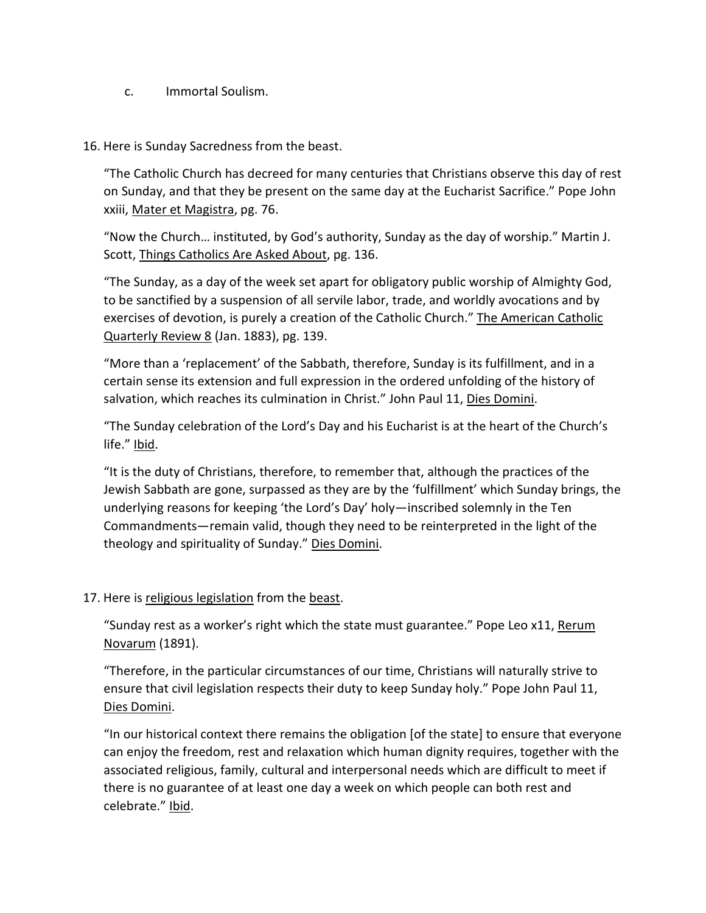c. Immortal Soulism.

16. Here is Sunday Sacredness from the beast.

   "The Catholic Church has decreed for many centuries that Christians observe this day of rest on Sunday, and that they be present on the same day at the Eucharist Sacrifice." Pope John xxiii, <u>Mater et Magistra</u>, pg. 76.

   "Now the Church… instituted, by God's authority, Sunday as the day of worship." Martin J. Scott, <u>Things Catholics Are Asked About</u>, pg. 136.

   "The Sunday, as a day of the week set apart for obligatory public worship of Almighty God, to be sanctified by a suspension of all servile labor, trade, and worldly avocations and by exercises of devotion, is purely a creation of the Catholic Church." <u>The American Catholic Quarterly Review 8</u> (Jan. 1883), pg. 139.

   "More than a 'replacement' of the Sabbath, therefore, Sunday is its fulfillment, and in a certain sense its extension and full expression in the ordered unfolding of the history of salvation, which reaches its culmination in Christ." John Paul 11, <u>Dies Domini</u>.

   "The Sunday celebration of the Lord's Day and his Eucharist is at the heart of the Church's life." <u>Ibid</u>.

   "It is the duty of Christians, therefore, to remember that, although the practices of the Jewish Sabbath are gone, surpassed as they are by the 'fulfillment' which Sunday brings, the underlying reasons for keeping 'the Lord's Day' holy—inscribed solemnly in the Ten Commandments—remain valid, though they need to be reinterpreted in the light of the theology and spirituality of Sunday." <u>Dies Domini</u>.

17. Here is <u>religious legislation</u> from the <u>beast</u>.

   "Sunday rest as a worker's right which the state must guarantee." Pope Leo x11, <u>Rerum Novarum</u> (1891).

   "Therefore, in the particular circumstances of our time, Christians will naturally strive to ensure that civil legislation respects their duty to keep Sunday holy." Pope John Paul 11, <u>Dies Domini</u>.

   "In our historical context there remains the obligation [of the state] to ensure that everyone can enjoy the freedom, rest and relaxation which human dignity requires, together with the associated religious, family, cultural and interpersonal needs which are difficult to meet if there is no guarantee of at least one day a week on which people can both rest and celebrate." <u>Ibid</u>.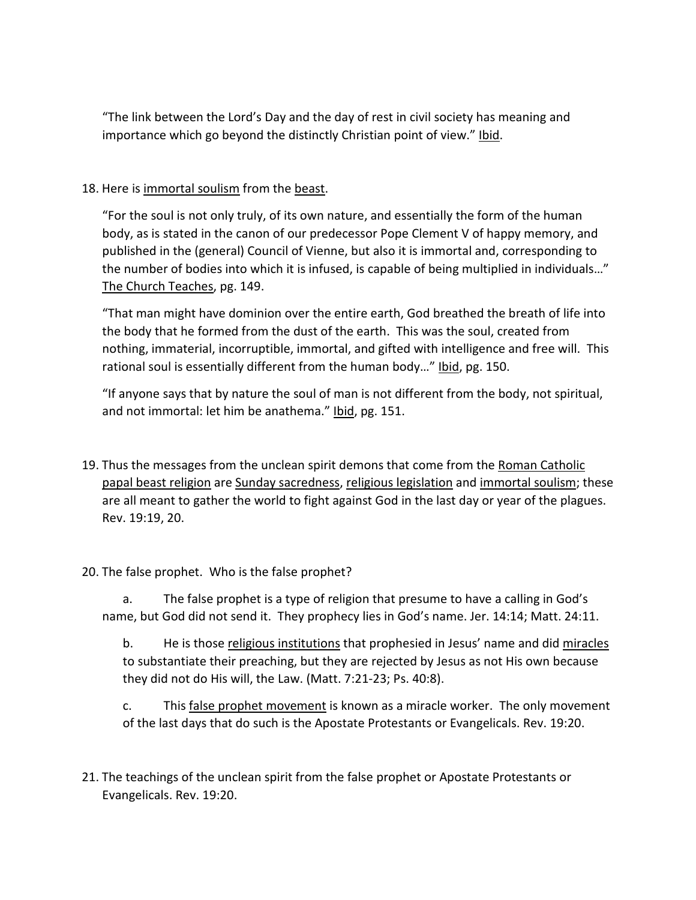"The link between the Lord's Day and the day of rest in civil society has meaning and importance which go beyond the distinctly Christian point of view." <u>Ibid</u>.

18. Here is <u>immortal soulism</u> from the <u>beast</u>.

    "For the soul is not only truly, of its own nature, and essentially the form of the human body, as is stated in the canon of our predecessor Pope Clement V of happy memory, and published in the (general) Council of Vienne, but also it is immortal and, corresponding to the number of bodies into which it is infused, is capable of being multiplied in individuals…" <u>The Church Teaches</u>, pg. 149.

    "That man might have dominion over the entire earth, God breathed the breath of life into the body that he formed from the dust of the earth. This was the soul, created from nothing, immaterial, incorruptible, immortal, and gifted with intelligence and free will. This rational soul is essentially different from the human body…" <u>Ibid</u>, pg. 150.

    "If anyone says that by nature the soul of man is not different from the body, not spiritual, and not immortal: let him be anathema." <u>Ibid</u>, pg. 151.

19. Thus the messages from the unclean spirit demons that come from the <u>Roman Catholic papal beast religion</u> are <u>Sunday sacredness</u>, <u>religious legislation</u> and <u>immortal soulism</u>; these are all meant to gather the world to fight against God in the last day or year of the plagues. Rev. 19:19, 20.

20. The false prophet. Who is the false prophet?

    a. The false prophet is a type of religion that presume to have a calling in God's name, but God did not send it. They prophecy lies in God's name. Jer. 14:14; Matt. 24:11.

    b. He is those <u>religious institutions</u> that prophesied in Jesus' name and did <u>miracles</u> to substantiate their preaching, but they are rejected by Jesus as not His own because they did not do His will, the Law. (Matt. 7:21-23; Ps. 40:8).

    c. This <u>false prophet movement</u> is known as a miracle worker. The only movement of the last days that do such is the Apostate Protestants or Evangelicals. Rev. 19:20.

21. The teachings of the unclean spirit from the false prophet or Apostate Protestants or Evangelicals. Rev. 19:20.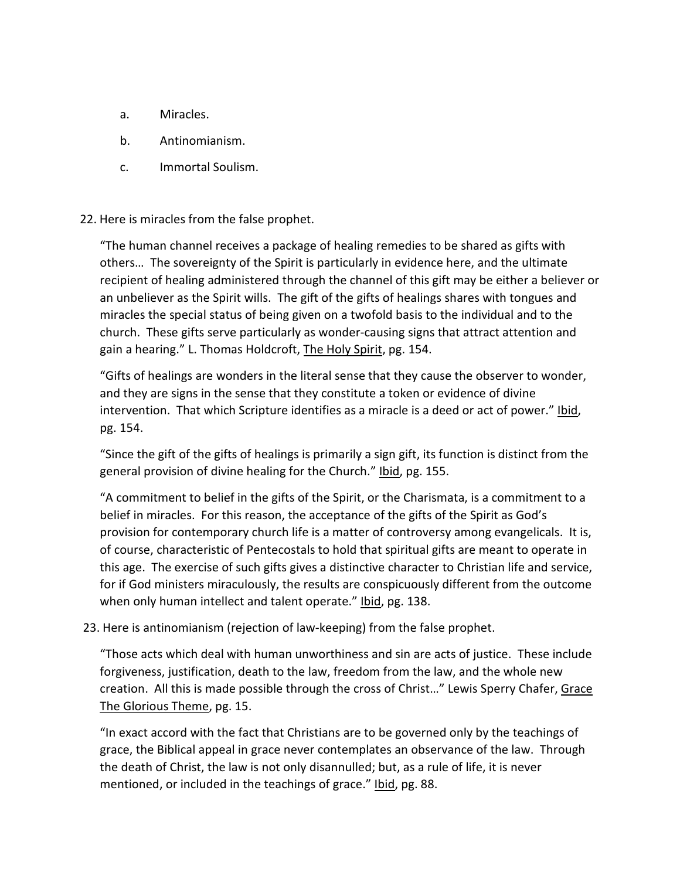a. Miracles.

b. Antinomianism.

c. Immortal Soulism.

22. Here is miracles from the false prophet.

    "The human channel receives a package of healing remedies to be shared as gifts with others… The sovereignty of the Spirit is particularly in evidence here, and the ultimate recipient of healing administered through the channel of this gift may be either a believer or an unbeliever as the Spirit wills. The gift of the gifts of healings shares with tongues and miracles the special status of being given on a twofold basis to the individual and to the church. These gifts serve particularly as wonder-causing signs that attract attention and gain a hearing." L. Thomas Holdcroft, The Holy Spirit, pg. 154.

    "Gifts of healings are wonders in the literal sense that they cause the observer to wonder, and they are signs in the sense that they constitute a token or evidence of divine intervention. That which Scripture identifies as a miracle is a deed or act of power." Ibid, pg. 154.

    "Since the gift of the gifts of healings is primarily a sign gift, its function is distinct from the general provision of divine healing for the Church." Ibid, pg. 155.

    "A commitment to belief in the gifts of the Spirit, or the Charismata, is a commitment to a belief in miracles. For this reason, the acceptance of the gifts of the Spirit as God's provision for contemporary church life is a matter of controversy among evangelicals. It is, of course, characteristic of Pentecostals to hold that spiritual gifts are meant to operate in this age. The exercise of such gifts gives a distinctive character to Christian life and service, for if God ministers miraculously, the results are conspicuously different from the outcome when only human intellect and talent operate." Ibid, pg. 138.

23. Here is antinomianism (rejection of law-keeping) from the false prophet.

    "Those acts which deal with human unworthiness and sin are acts of justice. These include forgiveness, justification, death to the law, freedom from the law, and the whole new creation. All this is made possible through the cross of Christ…" Lewis Sperry Chafer, Grace The Glorious Theme, pg. 15.

    "In exact accord with the fact that Christians are to be governed only by the teachings of grace, the Biblical appeal in grace never contemplates an observance of the law. Through the death of Christ, the law is not only disannulled; but, as a rule of life, it is never mentioned, or included in the teachings of grace." Ibid, pg. 88.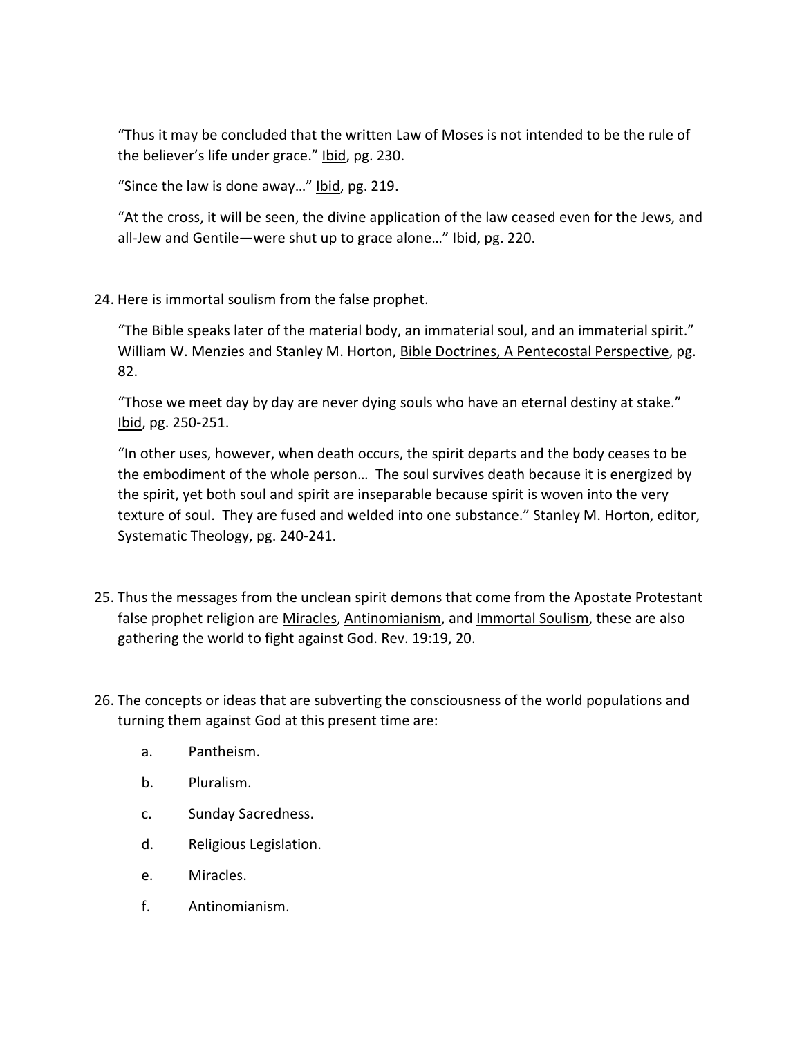"Thus it may be concluded that the written Law of Moses is not intended to be the rule of the believer's life under grace." Ibid, pg. 230.

"Since the law is done away…" Ibid, pg. 219.

"At the cross, it will be seen, the divine application of the law ceased even for the Jews, and all-Jew and Gentile—were shut up to grace alone…" Ibid, pg. 220.

24. Here is immortal soulism from the false prophet.

    "The Bible speaks later of the material body, an immaterial soul, and an immaterial spirit." William W. Menzies and Stanley M. Horton, Bible Doctrines, A Pentecostal Perspective, pg. 82.

    "Those we meet day by day are never dying souls who have an eternal destiny at stake." Ibid, pg. 250-251.

    "In other uses, however, when death occurs, the spirit departs and the body ceases to be the embodiment of the whole person… The soul survives death because it is energized by the spirit, yet both soul and spirit are inseparable because spirit is woven into the very texture of soul. They are fused and welded into one substance." Stanley M. Horton, editor, Systematic Theology, pg. 240-241.

25. Thus the messages from the unclean spirit demons that come from the Apostate Protestant false prophet religion are Miracles, Antinomianism, and Immortal Soulism, these are also gathering the world to fight against God. Rev. 19:19, 20.

26. The concepts or ideas that are subverting the consciousness of the world populations and turning them against God at this present time are:

    a. Pantheism.

    b. Pluralism.

    c. Sunday Sacredness.

    d. Religious Legislation.

    e. Miracles.

    f. Antinomianism.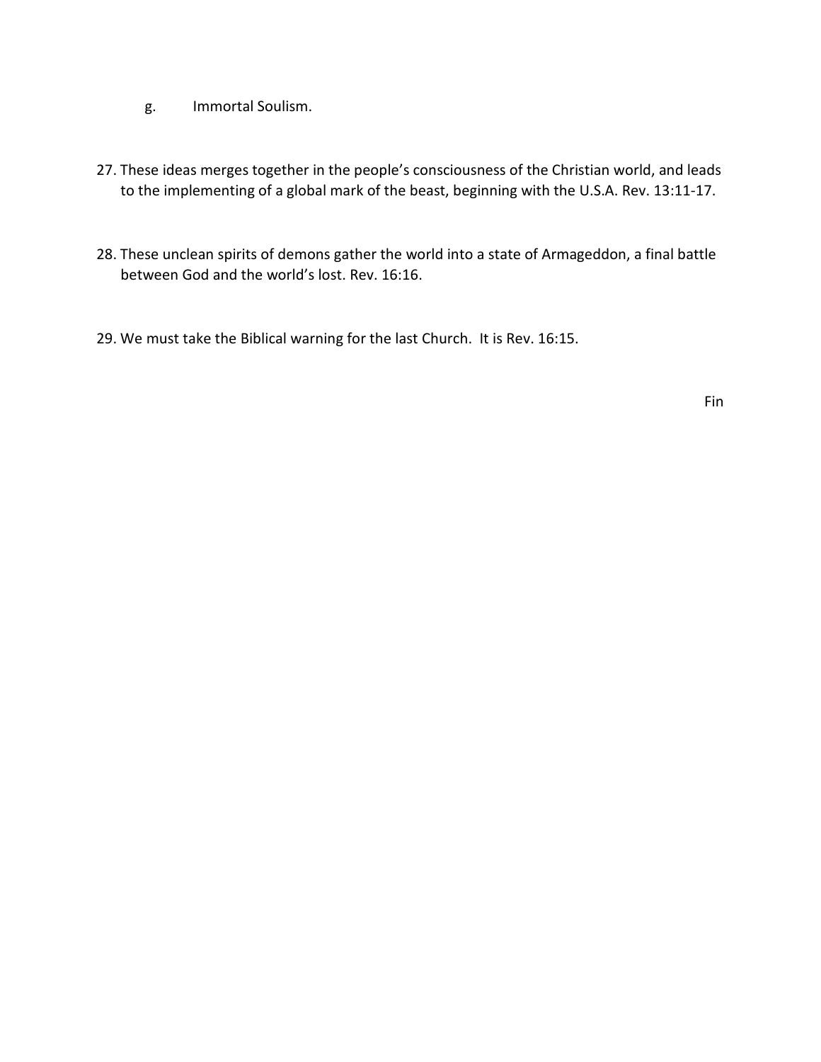g. Immortal Soulism.

27. These ideas merges together in the people's consciousness of the Christian world, and leads to the implementing of a global mark of the beast, beginning with the U.S.A. Rev. 13:11-17.

28. These unclean spirits of demons gather the world into a state of Armageddon, a final battle between God and the world's lost. Rev. 16:16.

29. We must take the Biblical warning for the last Church. It is Rev. 16:15.

Fin